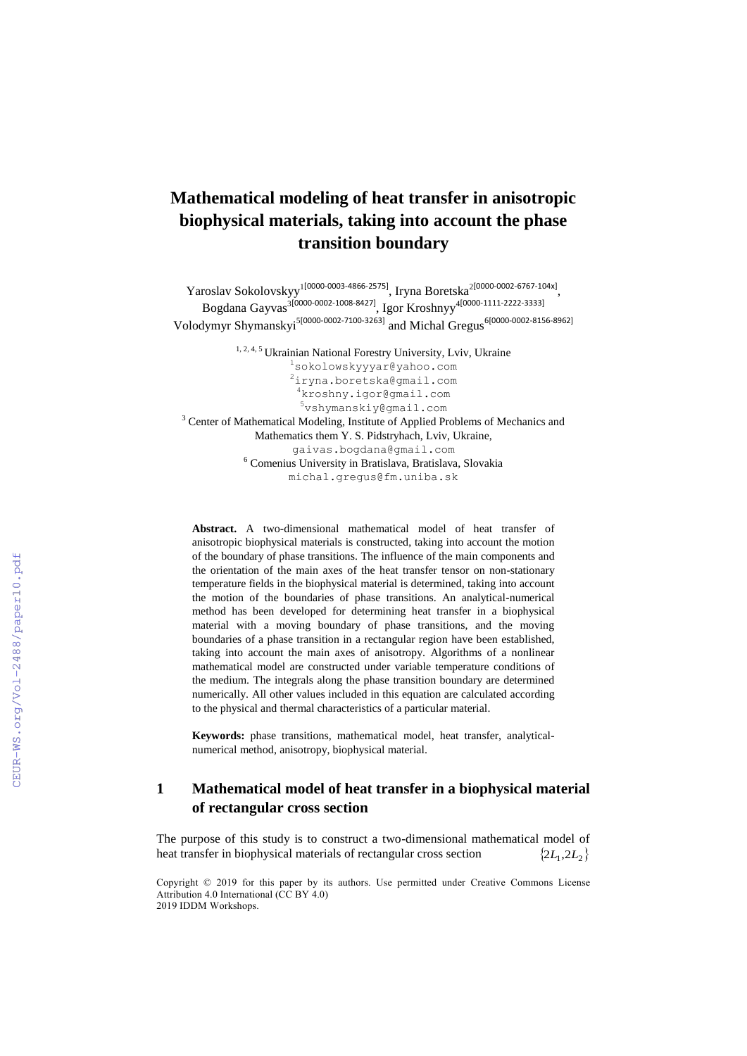# Mathematical modeling of heat transfer in anisotropic biophysical materials, taking into account the phase transition boundary

Yaroslav Sokolovskyy[1[0000-0003-4866-2575]], Iryna Boretska[2[0000-0002-6767-104x]], Bogdana Gayvas[3[0000-0002-1008-8427]], Igor Kroshnyy[4[0000-1111-2222-3333]] Volodymyr Shymanskyi[5[0000-0002-7100-3263]] and Michal Gregus[6[0000-0002-8156-8962]]

[1, 2, 4, 5] Ukrainian National Forestry University, Lviv, Ukraine
[1]sokolowskyyyar@yahoo.com
[2]iryna.boretska@gmail.com
[4]kroshny.igor@gmail.com
[5]vshymanskiy@gmail.com
[3] Center of Mathematical Modeling, Institute of Applied Problems of Mechanics and Mathematics them Y. S. Pidstryhach, Lviv, Ukraine,
gaivas.bogdana@gmail.com
[6] Comenius University in Bratislava, Bratislava, Slovakia
michal.gregus@fm.uniba.sk

**Abstract.** A two-dimensional mathematical model of heat transfer of anisotropic biophysical materials is constructed, taking into account the motion of the boundary of phase transitions. The influence of the main components and the orientation of the main axes of the heat transfer tensor on non-stationary temperature fields in the biophysical material is determined, taking into account the motion of the boundaries of phase transitions. An analytical-numerical method has been developed for determining heat transfer in a biophysical material with a moving boundary of phase transitions, and the moving boundaries of a phase transition in a rectangular region have been established, taking into account the main axes of anisotropy. Algorithms of a nonlinear mathematical model are constructed under variable temperature conditions of the medium. The integrals along the phase transition boundary are determined numerically. All other values included in this equation are calculated according to the physical and thermal characteristics of a particular material.

**Keywords:** phase transitions, mathematical model, heat transfer, analytical-numerical method, anisotropy, biophysical material.

## 1 Mathematical model of heat transfer in a biophysical material of rectangular cross section

The purpose of this study is to construct a two-dimensional mathematical model of heat transfer in biophysical materials of rectangular cross section $\{2L_1, 2L_2\}$

Copyright © 2019 for this paper by its authors. Use permitted under Creative Commons License Attribution 4.0 International (CC BY 4.0)
2019 IDDM Workshops.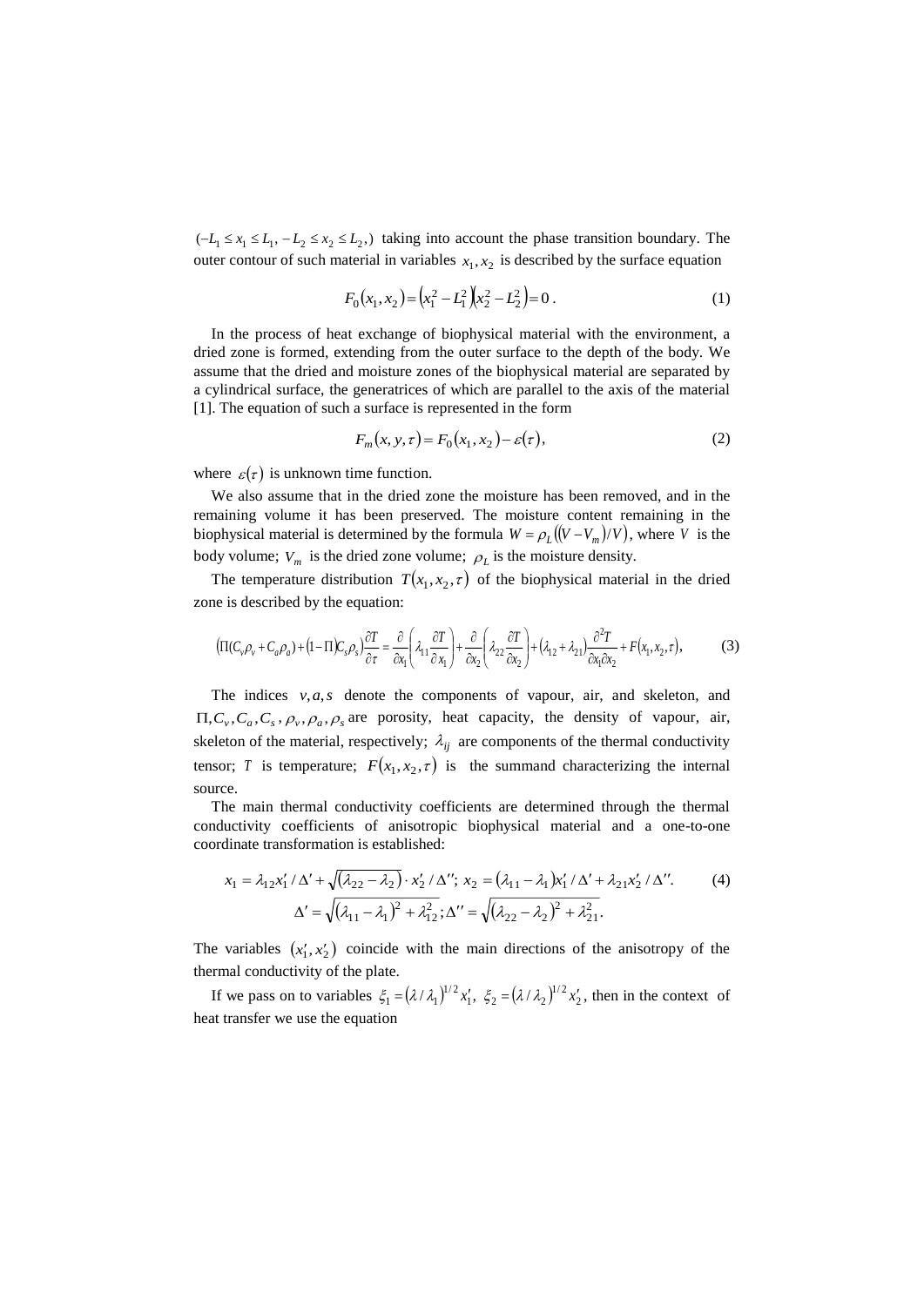$(-L_1 \le x_1 \le L_1, -L_2 \le x_2 \le L_2,)$ taking into account the phase transition boundary. The outer contour of such material in variables $x_1, x_2$ is described by the surface equation

$$F_0(x_1, x_2) = \left(x_1^2 - L_1^2\right)\left(x_2^2 - L_2^2\right) = 0\,. \tag{1}$$

In the process of heat exchange of biophysical material with the environment, a dried zone is formed, extending from the outer surface to the depth of the body. We assume that the dried and moisture zones of the biophysical material are separated by a cylindrical surface, the generatrices of which are parallel to the axis of the material [1]. The equation of such a surface is represented in the form

$$F_m(x, y, \tau) = F_0(x_1, x_2) - \varepsilon(\tau), \tag{2}$$

where $\varepsilon(\tau)$ is unknown time function.

We also assume that in the dried zone the moisture has been removed, and in the remaining volume it has been preserved. The moisture content remaining in the biophysical material is determined by the formula $W = \rho_L((V - V_m)/V)$, where $V$ is the body volume; $V_m$ is the dried zone volume; $\rho_L$ is the moisture density.

The temperature distribution $T(x_1, x_2, \tau)$ of the biophysical material in the dried zone is described by the equation:

$$\left(\Pi(C_v\rho_v + C_a\rho_a) + (1-\Pi)C_s\rho_s\right)\frac{\partial T}{\partial \tau} = \frac{\partial}{\partial x_1}\left(\lambda_{11}\frac{\partial T}{\partial x_1}\right) + \frac{\partial}{\partial x_2}\left(\lambda_{22}\frac{\partial T}{\partial x_2}\right) + (\lambda_{12} + \lambda_{21})\frac{\partial^2 T}{\partial x_1 \partial x_2} + F(x_1, x_2, \tau), \tag{3}$$

The indices $v, a, s$ denote the components of vapour, air, and skeleton, and $\Pi, C_v, C_a, C_s, \rho_v, \rho_a, \rho_s$ are porosity, heat capacity, the density of vapour, air, skeleton of the material, respectively; $\lambda_{ij}$ are components of the thermal conductivity tensor; $T$ is temperature; $F(x_1, x_2, \tau)$ is the summand characterizing the internal source.

The main thermal conductivity coefficients are determined through the thermal conductivity coefficients of anisotropic biophysical material and a one-to-one coordinate transformation is established:

$$x_1 = \lambda_{12}x_1'/\Delta' + \sqrt{(\lambda_{22} - \lambda_2)} \cdot x_2'/\Delta'';\; x_2 = (\lambda_{11} - \lambda_1)x_1'/\Delta' + \lambda_{21}x_2'/\Delta''. \tag{4}$$

$$\Delta' = \sqrt{(\lambda_{11} - \lambda_1)^2 + \lambda_{12}^2};\; \Delta'' = \sqrt{(\lambda_{22} - \lambda_2)^2 + \lambda_{21}^2}.$$

The variables $(x_1', x_2')$ coincide with the main directions of the anisotropy of the thermal conductivity of the plate.

If we pass on to variables $\xi_1 = (\lambda/\lambda_1)^{1/2}x_1',\; \xi_2 = (\lambda/\lambda_2)^{1/2}x_2'$, then in the context of heat transfer we use the equation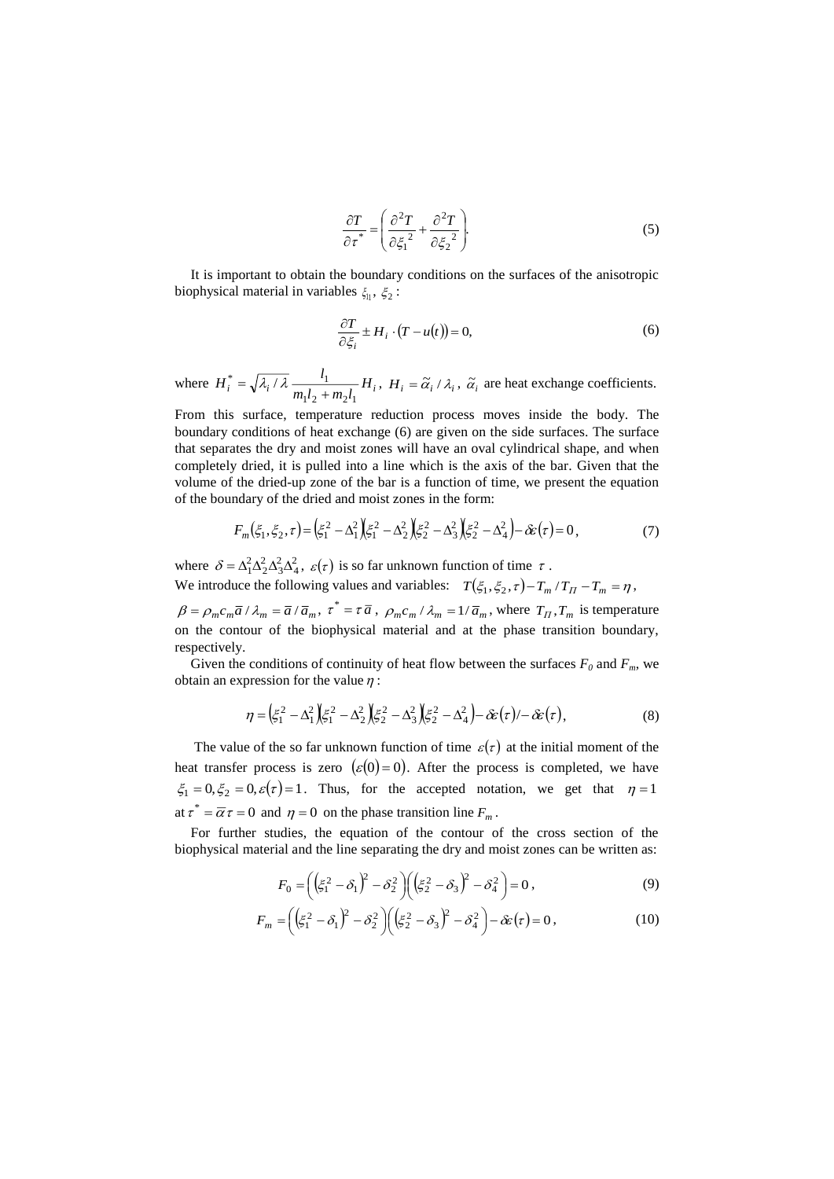$$\frac{\partial T}{\partial \tau^*} = \left( \frac{\partial^2 T}{\partial {\xi_1}^2} + \frac{\partial^2 T}{\partial {\xi_2}^2} \right). \tag{5}$$

It is important to obtain the boundary conditions on the surfaces of the anisotropic biophysical material in variables $\xi_1$, $\xi_2$:

$$\frac{\partial T}{\partial \xi_i} \pm H_i \cdot (T - u(t)) = 0, \tag{6}$$

where $H_i^* = \sqrt{\lambda_i / \lambda}\, \frac{l_1}{m_1 l_2 + m_2 l_1} H_i$, $H_i = \tilde{\alpha}_i / \lambda_i$, $\tilde{\alpha}_i$ are heat exchange coefficients. From this surface, temperature reduction process moves inside the body. The boundary conditions of heat exchange (6) are given on the side surfaces. The surface that separates the dry and moist zones will have an oval cylindrical shape, and when completely dried, it is pulled into a line which is the axis of the bar. Given that the volume of the dried-up zone of the bar is a function of time, we present the equation of the boundary of the dried and moist zones in the form:

$$F_m(\xi_1, \xi_2, \tau) = \left(\xi_1^2 - \Delta_1^2\right)\left(\xi_1^2 - \Delta_2^2\right)\left(\xi_2^2 - \Delta_3^2\right)\left(\xi_2^2 - \Delta_4^2\right) - \delta\varepsilon(\tau) = 0\,, \tag{7}$$

where $\delta = \Delta_1^2 \Delta_2^2 \Delta_3^2 \Delta_4^2$, $\varepsilon(\tau)$ is so far unknown function of time $\tau$.

We introduce the following values and variables: $T(\xi_1, \xi_2, \tau) - T_m / T_П - T_m = \eta$,

$\beta = \rho_m c_m \bar{a} / \lambda_m = \bar{a} / \bar{a}_m$, $\tau^* = \tau\, \bar{a}$, $\rho_m c_m / \lambda_m = 1 / \bar{a}_m$, where $T_П, T_m$ is temperature on the contour of the biophysical material and at the phase transition boundary, respectively.

Given the conditions of continuity of heat flow between the surfaces $F_0$ and $F_m$, we obtain an expression for the value $\eta$:

$$\eta = \left(\xi_1^2 - \Delta_1^2\right)\left(\xi_1^2 - \Delta_2^2\right)\left(\xi_2^2 - \Delta_3^2\right)\left(\xi_2^2 - \Delta_4^2\right) - \delta\varepsilon(\tau) / - \delta\varepsilon(\tau), \tag{8}$$

The value of the so far unknown function of time $\varepsilon(\tau)$ at the initial moment of the heat transfer process is zero $(\varepsilon(0) = 0)$. After the process is completed, we have $\xi_1 = 0, \xi_2 = 0, \varepsilon(\tau) = 1$. Thus, for the accepted notation, we get that $\eta = 1$ at $\tau^* = \bar{\alpha}\tau = 0$ and $\eta = 0$ on the phase transition line $F_m$.

For further studies, the equation of the contour of the cross section of the biophysical material and the line separating the dry and moist zones can be written as:

$$F_0 = \left( \left(\xi_1^2 - \delta_1\right)^2 - \delta_2^2 \right)\left( \left(\xi_2^2 - \delta_3\right)^2 - \delta_4^2 \right) = 0\,, \tag{9}$$

$$F_m = \left( \left(\xi_1^2 - \delta_1\right)^2 - \delta_2^2 \right)\left( \left(\xi_2^2 - \delta_3\right)^2 - \delta_4^2 \right) - \delta\varepsilon(\tau) = 0\,, \tag{10}$$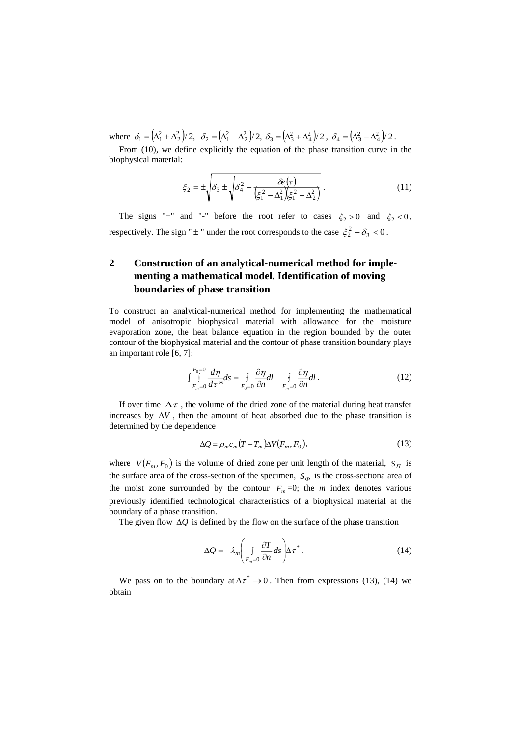where $\delta_1 = \left(\Delta_1^2 + \Delta_2^2\right)/2$, $\delta_2 = \left(\Delta_1^2 - \Delta_2^2\right)/2$, $\delta_3 = \left(\Delta_3^2 + \Delta_4^2\right)/2$, $\delta_4 = \left(\Delta_3^2 - \Delta_4^2\right)/2$.

From (10), we define explicitly the equation of the phase transition curve in the biophysical material:

$$\xi_2 = \pm\sqrt{\delta_3 \pm \sqrt{\delta_4^2 + \frac{\delta\varepsilon(\tau)}{\left(\xi_1^2 - \Delta_1^2\right)\left(\xi_1^2 - \Delta_2^2\right)}}}\ . \tag{11}$$

The signs "+" and "-" before the root refer to cases $\xi_2 > 0$ and $\xi_2 < 0$, respectively. The sign " $\pm$ " under the root corresponds to the case $\xi_2^2 - \delta_3 < 0$.

## 2 Construction of an analytical-numerical method for implementing a mathematical model. Identification of moving boundaries of phase transition

To construct an analytical-numerical method for implementing the mathematical model of anisotropic biophysical material with allowance for the moisture evaporation zone, the heat balance equation in the region bounded by the outer contour of the biophysical material and the contour of phase transition boundary plays an important role [6, 7]:

$$\int\int_{F_m=0}^{F_0=0} \frac{d\eta}{d\tau^*} ds = \oint_{F_0=0} \frac{\partial\eta}{\partial n} dl - \oint_{F_m=0} \frac{\partial\eta}{\partial n} dl\ . \tag{12}$$

If over time $\Delta\tau$, the volume of the dried zone of the material during heat transfer increases by $\Delta V$, then the amount of heat absorbed due to the phase transition is determined by the dependence

$$\Delta Q = \rho_m c_m \left(T - T_m\right) \Delta V\left(F_m, F_0\right), \tag{13}$$

where $V\left(F_m, F_0\right)$ is the volume of dried zone per unit length of the material, $S_\Pi$ is the surface area of the cross-section of the specimen, $S_\Phi$ is the cross-sectiona area of the moist zone surrounded by the contour $F_m = 0$; the $m$ index denotes various previously identified technological characteristics of a biophysical material at the boundary of a phase transition.

The given flow $\Delta Q$ is defined by the flow on the surface of the phase transition

$$\Delta Q = -\lambda_m \left( \int_{F_m=0} \frac{\partial T}{\partial n} ds \right) \Delta\tau^*\ . \tag{14}$$

We pass on to the boundary at $\Delta\tau^* \to 0$. Then from expressions (13), (14) we obtain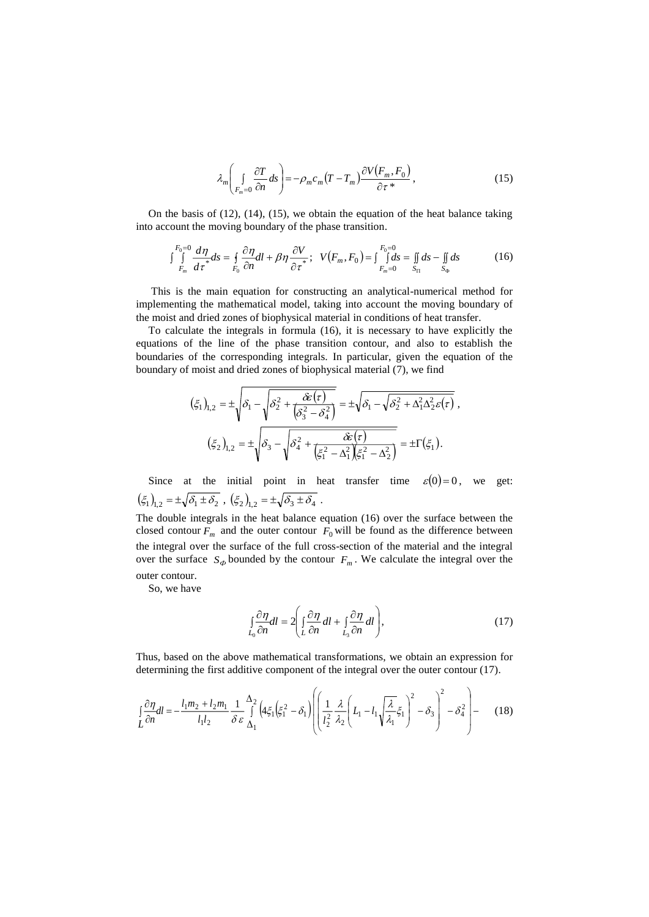$$\lambda_m \left( \oint_{F_m=0} \frac{\partial T}{\partial n} ds \right) = -\rho_m c_m (T - T_m) \frac{\partial V(F_m, F_0)}{\partial \tau^*}, \tag{15}$$

On the basis of (12), (14), (15), we obtain the equation of the heat balance taking into account the moving boundary of the phase transition.

$$\int\limits_{F_m}^{F_0=0}\!\!\int \frac{d\eta}{d\tau^*} ds = \oint_{F_0} \frac{\partial \eta}{\partial n} dl + \beta \eta \frac{\partial V}{\partial \tau^*}; \;\; V(F_m, F_0) = \int\limits_{F_m=0}^{F_0=0}\!\!\int ds = \iint_{S_\Pi} ds - \iint_{S_\Phi} ds \tag{16}$$

This is the main equation for constructing an analytical-numerical method for implementing the mathematical model, taking into account the moving boundary of the moist and dried zones of biophysical material in conditions of heat transfer.

To calculate the integrals in formula (16), it is necessary to have explicitly the equations of the line of the phase transition contour, and also to establish the boundaries of the corresponding integrals. In particular, given the equation of the boundary of moist and dried zones of biophysical material (7), we find

$$(\xi_1)_{1,2} = \pm\sqrt{\delta_1 - \sqrt{\delta_2^2 + \frac{\delta\varepsilon(\tau)}{(\delta_3^2 - \delta_4^2)}}} = \pm\sqrt{\delta_1 - \sqrt{\delta_2^2 + \Delta_1^2 \Delta_2^2 \varepsilon(\tau)}},$$

$$(\xi_2)_{1,2} = \pm\sqrt{\delta_3 - \sqrt{\delta_4^2 + \frac{\delta\varepsilon(\tau)}{(\xi_1^2 - \Delta_1^2)(\xi_1^2 - \Delta_2^2)}}} = \pm\Gamma(\xi_1).$$

Since at the initial point in heat transfer time $\varepsilon(0) = 0$, we get: $(\xi_1)_{1,2} = \pm\sqrt{\delta_1 \pm \delta_2}$, $(\xi_2)_{1,2} = \pm\sqrt{\delta_3 \pm \delta_4}$.

The double integrals in the heat balance equation (16) over the surface between the closed contour $F_m$ and the outer contour $F_0$ will be found as the difference between the integral over the surface of the full cross-section of the material and the integral over the surface $S_\Phi$ bounded by the contour $F_m$. We calculate the integral over the outer contour.

So, we have

$$\oint_{L_0} \frac{\partial \eta}{\partial n} dl = 2\left( \int_L \frac{\partial \eta}{\partial n} dl + \int_{L_3} \frac{\partial \eta}{\partial n} dl \right), \tag{17}$$

Thus, based on the above mathematical transformations, we obtain an expression for determining the first additive component of the integral over the outer contour (17).

$$\int_L \frac{\partial \eta}{\partial n} dl = -\frac{l_1 m_2 + l_2 m_1}{l_1 l_2} \frac{1}{\delta\,\varepsilon} \int_{\Delta_1}^{\Delta_2} \left(4\xi_1(\xi_1^2 - \delta_1)\right) \left( \left( \frac{1}{l_2^2} \frac{\lambda}{\lambda_2} \left( L_1 - l_1 \sqrt{\frac{\lambda}{\lambda_1}} \xi_1 \right)^2 - \delta_3 \right)^2 - \delta_4^2 \right) - \tag{18}$$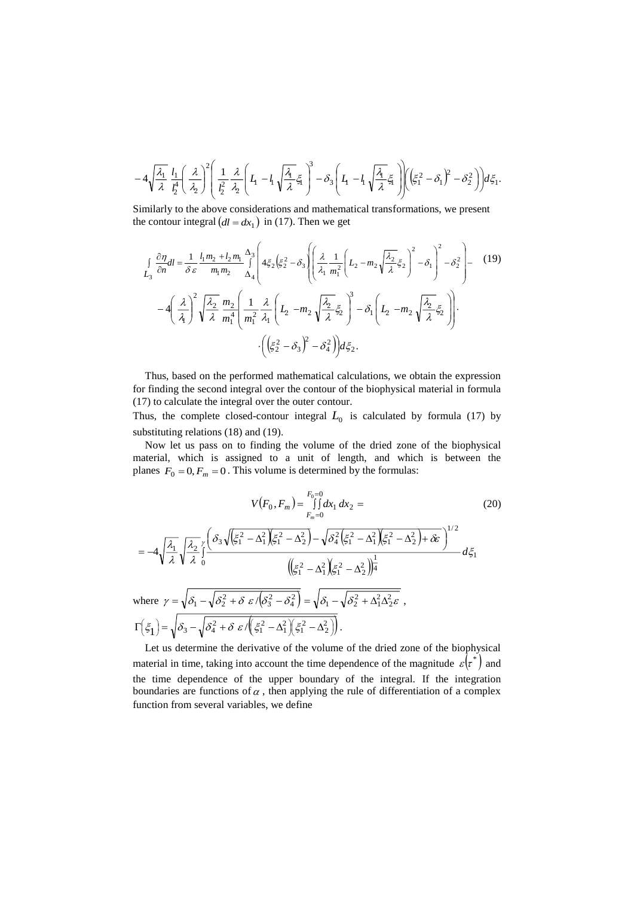$$-4\sqrt{\frac{\lambda_1}{\lambda}}\,\frac{l_1}{l_2^4}\left(\frac{\lambda}{\lambda_2}\right)^2\left(\frac{1}{l_2^2}\frac{\lambda}{\lambda_2}\left(L_1-l_1\sqrt{\frac{\lambda_1}{\lambda}}\xi_1\right)^3-\delta_3\left(L_1-l_1\sqrt{\frac{\lambda_1}{\lambda}}\xi_1\right)\right)\left(\left(\xi_1^2-\delta_1\right)^2-\delta_2^2\right)\right)d\xi_1.$$

Similarly to the above considerations and mathematical transformations, we present the contour integral $(dl = dx_1)$ in (17). Then we get

$$\int_{L_3}\frac{\partial\eta}{\partial n}dl=\frac{1}{\delta\,\varepsilon}\frac{l_1m_2+l_2m_1}{m_1m_2}\int_{\Delta_4}^{\Delta_3}\left(4\xi_2\left(\xi_2^2-\delta_3\right)\left(\left(\frac{\lambda}{\lambda_1}\frac{1}{m_1^2}\left(L_2-m_2\sqrt{\frac{\lambda_2}{\lambda}}\xi_2\right)^2-\delta_1\right)^2-\delta_2^2\right)-\right. \tag{19}$$

$$-4\left(\frac{\lambda}{\lambda_1}\right)^2\sqrt{\frac{\lambda_2}{\lambda}}\,\frac{m_2}{m_1^4}\left(\frac{1}{m_1^2}\frac{\lambda}{\lambda_1}\left(L_2-m_2\sqrt{\frac{\lambda_2}{\lambda}}\xi_2\right)^3-\delta_1\left(L_2-m_2\sqrt{\frac{\lambda_2}{\lambda}}\xi_2\right)\right)\cdot$$

$$\left.\cdot\left(\left(\xi_2^2-\delta_3\right)^2-\delta_4^2\right)\right)d\xi_2.$$

Thus, based on the performed mathematical calculations, we obtain the expression for finding the second integral over the contour of the biophysical material in formula (17) to calculate the integral over the outer contour.

Thus, the complete closed-contour integral $L_0$ is calculated by formula (17) by substituting relations (18) and (19).

Now let us pass on to finding the volume of the dried zone of the biophysical material, which is assigned to a unit of length, and which is between the planes $F_0 = 0, F_m = 0$. This volume is determined by the formulas:

$$V(F_0,F_m)=\iint_{F_m=0}^{F_0=0}dx_1\,dx_2= \tag{20}$$

$$=-4\sqrt{\frac{\lambda_1}{\lambda}}\sqrt{\frac{\lambda_2}{\lambda}}\int_0^{\gamma}\frac{\left(\delta_3\sqrt{\left(\xi_1^2-\Delta_1^2\right)\left(\xi_1^2-\Delta_2^2\right)}-\sqrt{\delta_4^2\left(\xi_1^2-\Delta_1^2\right)\left(\xi_1^2-\Delta_2^2\right)+\delta\varepsilon}\right)^{1/2}}{\left(\left(\xi_1^2-\Delta_1^2\right)\left(\xi_1^2-\Delta_2^2\right)\right)^{\frac{1}{4}}}d\xi_1$$

where $\gamma=\sqrt{\delta_1-\sqrt{\delta_2^2+\delta\,\varepsilon/\left(\delta_3^2-\delta_4^2\right)}}=\sqrt{\delta_1-\sqrt{\delta_2^2+\Delta_1^2\Delta_2^2\varepsilon}}$,

$\Gamma(\xi_1)=\sqrt{\delta_3-\sqrt{\delta_4^2+\delta\,\varepsilon/\left(\left(\xi_1^2-\Delta_1^2\right)\left(\xi_1^2-\Delta_2^2\right)\right)}}$.

Let us determine the derivative of the volume of the dried zone of the biophysical material in time, taking into account the time dependence of the magnitude $\varepsilon(\tau^*)$ and the time dependence of the upper boundary of the integral. If the integration boundaries are functions of $\alpha$, then applying the rule of differentiation of a complex function from several variables, we define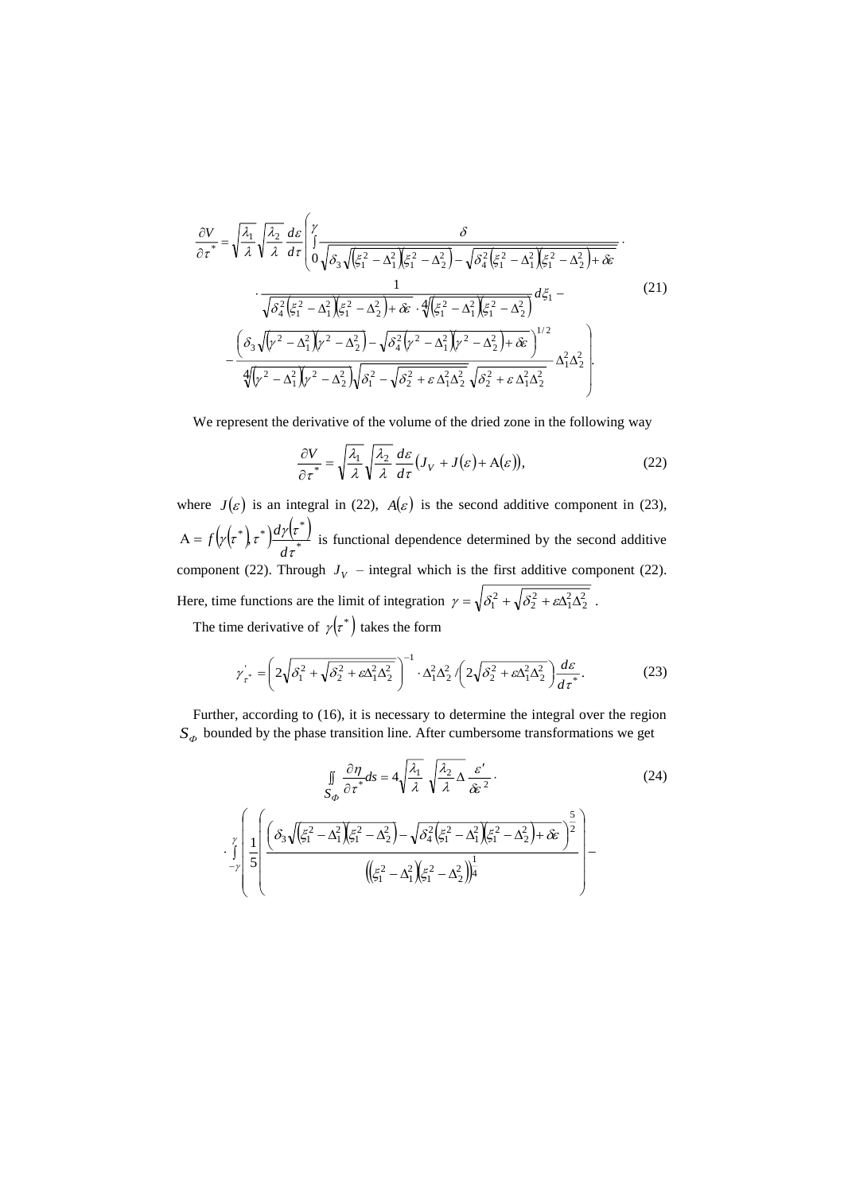$$
\frac{\partial V}{\partial \tau^*} = \sqrt{\frac{\lambda_1}{\lambda}}\sqrt{\frac{\lambda_2}{\lambda}}\,\frac{d\varepsilon}{d\tau}\left(\int_0^{\gamma}\frac{\delta}{\sqrt{\delta_3\sqrt{\left(\xi_1^2-\Delta_1^2\right)\left(\xi_1^2-\Delta_2^2\right)}-\sqrt{\delta_4^2\left(\xi_1^2-\Delta_1^2\right)\left(\xi_1^2-\Delta_2^2\right)+\delta\varepsilon}}}\cdot\right.
$$

$$
\cdot\frac{1}{\sqrt{\delta_4^2\left(\xi_1^2-\Delta_1^2\right)\left(\xi_1^2-\Delta_2^2\right)+\delta\varepsilon}\cdot\sqrt[4]{\left(\xi_1^2-\Delta_1^2\right)\left(\xi_1^2-\Delta_2^2\right)}}\,d\xi_1 - \tag{21}
$$

$$
\left.-\frac{\left(\delta_3\sqrt{\left(\gamma^2-\Delta_1^2\right)\left(\gamma^2-\Delta_2^2\right)}-\sqrt{\delta_4^2\left(\gamma^2-\Delta_1^2\right)\left(\gamma^2-\Delta_2^2\right)+\delta\varepsilon}\right)^{1/2}}{\sqrt[4]{\left(\gamma^2-\Delta_1^2\right)\left(\gamma^2-\Delta_2^2\right)}\sqrt{\delta_1^2-\sqrt{\delta_2^2+\varepsilon\,\Delta_1^2\Delta_2^2}}\,\sqrt{\delta_2^2+\varepsilon\,\Delta_1^2\Delta_2^2}}\,\Delta_1^2\Delta_2^2\right).
$$

We represent the derivative of the volume of the dried zone in the following way

$$
\frac{\partial V}{\partial \tau^*} = \sqrt{\frac{\lambda_1}{\lambda}}\sqrt{\frac{\lambda_2}{\lambda}}\,\frac{d\varepsilon}{d\tau}\left(J_V + J(\varepsilon) + \mathrm{A}(\varepsilon)\right), \tag{22}
$$

where $J(\varepsilon)$ is an integral in (22), $A(\varepsilon)$ is the second additive component in (23), $\mathrm{A} = f\left(\gamma\left(\tau^*\right),\tau^*\right)\dfrac{d\gamma\left(\tau^*\right)}{d\tau^*}$ is functional dependence determined by the second additive component (22). Through $J_V$ – integral which is the first additive component (22). Here, time functions are the limit of integration $\gamma = \sqrt{\delta_1^2 + \sqrt{\delta_2^2 + \varepsilon\Delta_1^2\Delta_2^2}}$ .

The time derivative of $\gamma\left(\tau^*\right)$ takes the form

$$
\gamma'_{\tau^*} = \left(2\sqrt{\delta_1^2 + \sqrt{\delta_2^2 + \varepsilon\Delta_1^2\Delta_2^2}}\right)^{-1}\cdot\Delta_1^2\Delta_2^2 / \left(2\sqrt{\delta_2^2 + \varepsilon\Delta_1^2\Delta_2^2}\right)\frac{d\varepsilon}{d\tau^*}. \tag{23}
$$

Further, according to (16), it is necessary to determine the integral over the region $S_\Phi$ bounded by the phase transition line. After cumbersome transformations we get

$$
\iint_{S_\Phi}\frac{\partial \eta}{\partial \tau^*}ds = 4\sqrt{\frac{\lambda_1}{\lambda}}\sqrt{\frac{\lambda_2}{\lambda}}\,\Delta\,\frac{\varepsilon'}{\delta\varepsilon^2}\cdot \tag{24}
$$

$$
\cdot\int_{-\gamma}^{\gamma}\left(\frac{1}{5}\left(\frac{\left(\delta_3\sqrt{\left(\xi_1^2-\Delta_1^2\right)\left(\xi_1^2-\Delta_2^2\right)}-\sqrt{\delta_4^2\left(\xi_1^2-\Delta_1^2\right)\left(\xi_1^2-\Delta_2^2\right)+\delta\varepsilon}\right)^{\frac{5}{2}}}{\left(\left(\xi_1^2-\Delta_1^2\right)\left(\xi_1^2-\Delta_2^2\right)\right)^{\frac{1}{4}}}\right)-\right.
$$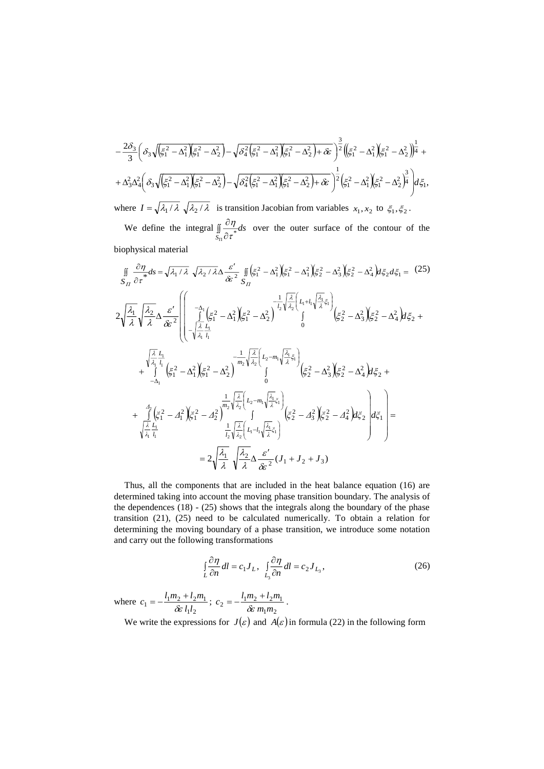$$
-\frac{2\delta_3}{3}\left(\delta_3\sqrt{\left(\xi_1^2-\Delta_1^2\right)\left(\xi_1^2-\Delta_2^2\right)}-\sqrt{\delta_4^2\left(\xi_1^2-\Delta_1^2\right)\left(\xi_1^2-\Delta_2^2\right)+\delta\varepsilon}\right)^{\frac{3}{2}}\left(\left(\xi_1^2-\Delta_1^2\right)\left(\xi_1^2-\Delta_2^2\right)\right)^{\frac{1}{4}}+
$$

$$
+\Delta_3^2\Delta_4^2\left(\delta_3\sqrt{\left(\xi_1^2-\Delta_1^2\right)\left(\xi_1^2-\Delta_2^2\right)}-\sqrt{\delta_4^2\left(\xi_1^2-\Delta_1^2\right)\left(\xi_1^2-\Delta_2^2\right)+\delta\varepsilon}\right)^{\frac{1}{2}}\left(\xi_1^2-\Delta_1^2\right)\left(\xi_1^2-\Delta_2^2\right)^{\frac{3}{4}}\Bigg)d\xi_1,
$$

where $I=\sqrt{\lambda_1/\lambda}\ \sqrt{\lambda_2/\lambda}$ is transition Jacobian from variables $x_1, x_2$ to $\xi_1, \xi_2$.

We define the integral $\iint\limits_{S_{\Pi}}\frac{\partial\eta}{\partial\tau^*}ds$ over the outer surface of the contour of the biophysical material

$$
\iint\limits_{S_{\Pi}}\frac{\partial\eta}{\partial\tau^*}ds=\sqrt{\lambda_1/\lambda}\ \sqrt{\lambda_2/\lambda}\,\Delta\frac{\varepsilon'}{\delta\varepsilon^2}\iint\limits_{S_{\Pi}}\left(\xi_1^2-\Delta_1^2\right)\left(\xi_1^2-\Delta_1^2\right)\left(\xi_2^2-\Delta_3^2\right)\left(\xi_2^2-\Delta_4^2\right)d\xi_2 d\xi_1= \tag{25}
$$

$$
2\sqrt{\frac{\lambda_1}{\lambda}}\sqrt{\frac{\lambda_2}{\lambda}}\Delta\frac{\varepsilon'}{\delta\varepsilon^2}\left(\left(\int\limits_{-\sqrt{\frac{\lambda}{\lambda_1}}\frac{L_1}{l_1}}^{-\Delta_1}\left(\xi_1^2-\Delta_1^2\right)\left(\xi_1^2-\Delta_2^2\right)\int\limits_{0}^{-\frac{1}{l_2}\sqrt{\frac{\lambda}{\lambda_2}}\left(L_1+l_1\sqrt{\frac{\lambda_1}{\lambda}}\xi_1\right)}\left(\xi_2^2-\Delta_3^2\right)\left(\xi_2^2-\Delta_4^2\right)d\xi_2+\right.\right.
$$

$$
+\int\limits_{-\Delta_1}^{\sqrt{\frac{\lambda}{\lambda_1}}\frac{L_1}{l_1}}\left(\xi_1^2-\Delta_1^2\right)\left(\xi_1^2-\Delta_2^2\right)\int\limits_{0}^{-\frac{1}{m_2}\sqrt{\frac{\lambda}{\lambda_2}}\left(L_2-m_1\sqrt{\frac{\lambda_1}{\lambda}}\xi_1\right)}\left(\xi_2^2-\Delta_3^2\right)\left(\xi_2^2-\Delta_4^2\right)d\xi_2+
$$

$$
\left.\left.+\int\limits_{\sqrt{\frac{\lambda}{\lambda_1}}\frac{L_1}{l_1}}^{\Delta_2}\left(\xi_1^2-\Delta_1^2\right)\left(\xi_1^2-\Delta_2^2\right)\int\limits_{\frac{1}{l_2}\sqrt{\frac{\lambda}{\lambda_2}}\left(L_1-l_1\sqrt{\frac{\lambda_1}{\lambda}}\xi_1\right)}^{\frac{1}{m_2}\sqrt{\frac{\lambda}{\lambda_2}}\left(L_2-m_1\sqrt{\frac{\lambda_1}{\lambda}}\xi_1\right)}\left(\xi_2^2-\Delta_3^2\right)\left(\xi_2^2-\Delta_4^2\right)d\xi_2\right)d\xi_1\right)=
$$

$$
=2\sqrt{\frac{\lambda_1}{\lambda}}\ \sqrt{\frac{\lambda_2}{\lambda}}\Delta\frac{\varepsilon'}{\delta\varepsilon^2}(J_1+J_2+J_3)
$$

Thus, all the components that are included in the heat balance equation (16) are determined taking into account the moving phase transition boundary. The analysis of the dependences (18) - (25) shows that the integrals along the boundary of the phase transition (21), (25) need to be calculated numerically. To obtain a relation for determining the moving boundary of a phase transition, we introduce some notation and carry out the following transformations

$$
\int\limits_{L}\frac{\partial\eta}{\partial n}dl=c_1 J_L,\quad \int\limits_{L_3}\frac{\partial\eta}{\partial n}dl=c_2 J_{L_3}, \tag{26}
$$

where $c_1=-\dfrac{l_1 m_2+l_2 m_1}{\delta\varepsilon\, l_1 l_2}$; $c_2=-\dfrac{l_1 m_2+l_2 m_1}{\delta\varepsilon\, m_1 m_2}$.

We write the expressions for $J(\varepsilon)$ and $A(\varepsilon)$ in formula (22) in the following form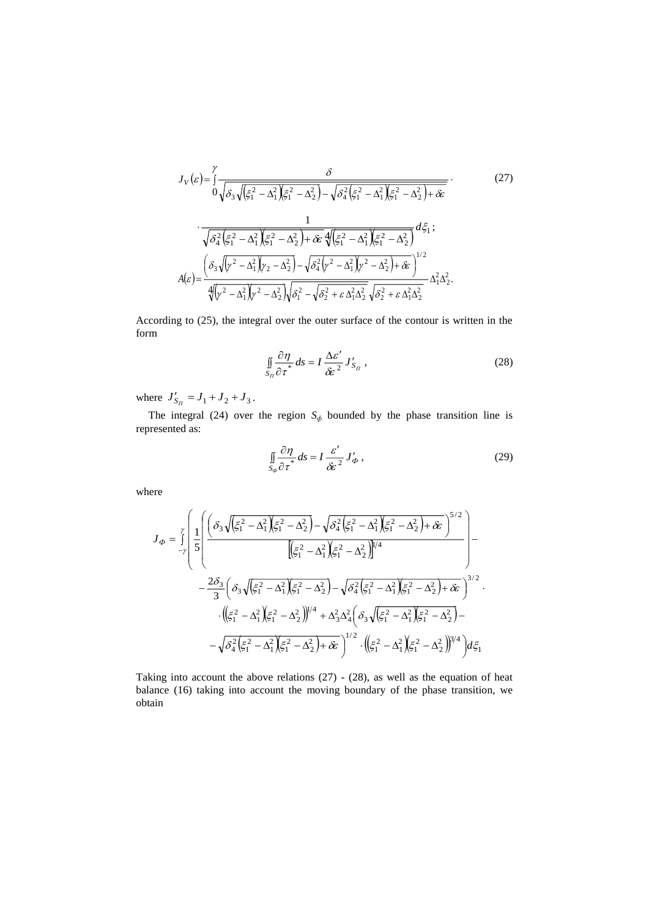$$J_V(\varepsilon)=\int_0^{\gamma}\frac{\delta}{\sqrt{\delta_3\sqrt{\left(\xi_1^2-\Delta_1^2\right)\left(\xi_1^2-\Delta_2^2\right)}-\sqrt{\delta_4^2\left(\xi_1^2-\Delta_1^2\right)\left(\xi_1^2-\Delta_2^2\right)+\delta\varepsilon}}}\cdot \tag{27}$$

$$\cdot\frac{1}{\sqrt{\delta_4^2\left(\xi_1^2-\Delta_1^2\right)\left(\xi_1^2-\Delta_2^2\right)+\delta\varepsilon}\,\sqrt[4]{\left(\xi_1^2-\Delta_1^2\right)\left(\xi_1^2-\Delta_2^2\right)}}\,d\xi_1\,;$$

$$A(\varepsilon)=\frac{\left(\delta_3\sqrt{\left(\gamma^2-\Delta_1^2\right)\left(\gamma_2-\Delta_2^2\right)}-\sqrt{\delta_4^2\left(\gamma^2-\Delta_1^2\right)\left(\gamma^2-\Delta_2^2\right)+\delta\varepsilon}\right)^{1/2}}{\sqrt[4]{\left(\gamma^2-\Delta_1^2\right)\left(\gamma^2-\Delta_2^2\right)}\sqrt{\delta_1^2-\sqrt{\delta_2^2+\varepsilon\,\Delta_1^2\Delta_2^2}}\,\sqrt{\delta_2^2+\varepsilon\,\Delta_1^2\Delta_2^2}}\,\Delta_1^2\Delta_2^2.$$

According to (25), the integral over the outer surface of the contour is written in the form

$$\iint_{S_\Pi}\frac{\partial\eta}{\partial\tau^*}\,ds=I\,\frac{\Delta\varepsilon'}{\delta\varepsilon^2}\,J'_{S_\Pi}\,, \tag{28}$$

where $J'_{S_\Pi}=J_1+J_2+J_3$.

The integral (24) over the region $S_\Phi$ bounded by the phase transition line is represented as:

$$\iint_{S_\Phi}\frac{\partial\eta}{\partial\tau^*}\,ds=I\,\frac{\varepsilon'}{\delta\varepsilon^2}\,J'_\Phi\,, \tag{29}$$

where

$$J_\Phi=\int_{-\gamma}^{\gamma}\left(\frac{1}{5}\left(\frac{\left(\delta_3\sqrt{\left(\xi_1^2-\Delta_1^2\right)\left(\xi_1^2-\Delta_2^2\right)}-\sqrt{\delta_4^2\left(\xi_1^2-\Delta_1^2\right)\left(\xi_1^2-\Delta_2^2\right)+\delta\varepsilon}\right)^{5/2}}{\left[\left(\xi_1^2-\Delta_1^2\right)\left(\xi_1^2-\Delta_2^2\right)\right]^{1/4}}\right)-\right.$$

$$-\frac{2\delta_3}{3}\left(\delta_3\sqrt{\left(\xi_1^2-\Delta_1^2\right)\left(\xi_1^2-\Delta_2^2\right)}-\sqrt{\delta_4^2\left(\xi_1^2-\Delta_1^2\right)\left(\xi_1^2-\Delta_2^2\right)+\delta\varepsilon}\right)^{3/2}\cdot$$

$$\cdot\left(\left(\xi_1^2-\Delta_1^2\right)\left(\xi_1^2-\Delta_2^2\right)\right)^{1/4}+\Delta_3^2\Delta_4^2\left(\delta_3\sqrt{\left(\xi_1^2-\Delta_1^2\right)\left(\xi_1^2-\Delta_2^2\right)}-\right.$$

$$\left.\left.-\sqrt{\delta_4^2\left(\xi_1^2-\Delta_1^2\right)\left(\xi_1^2-\Delta_2^2\right)+\delta\varepsilon}\right)^{1/2}\cdot\left(\left(\xi_1^2-\Delta_1^2\right)\left(\xi_1^2-\Delta_2^2\right)\right)^{3/4}\right)d\xi_1$$

Taking into account the above relations (27) - (28), as well as the equation of heat balance (16) taking into account the moving boundary of the phase transition, we obtain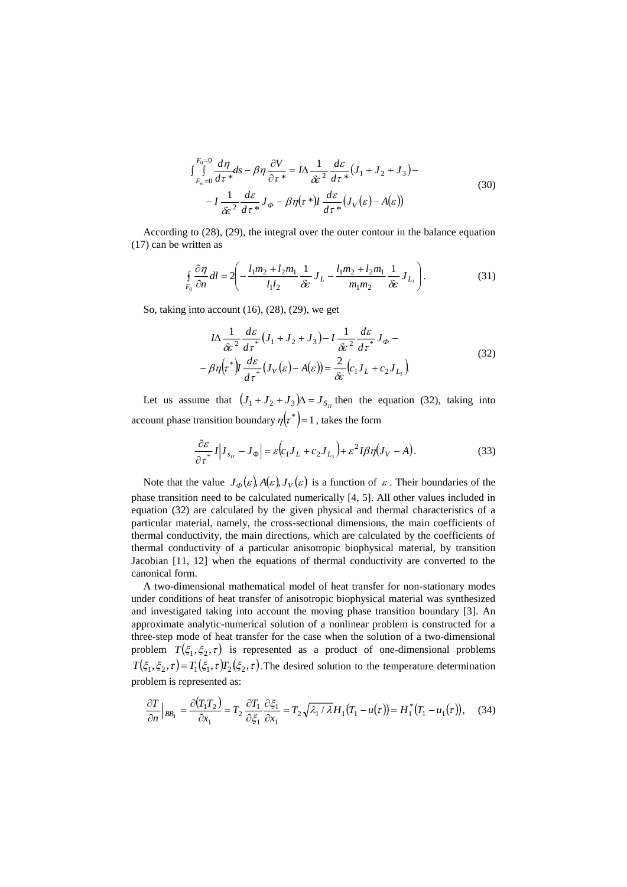$$\int_{F_m=0}^{F_0=0}\int \frac{d\eta}{d\tau^*}ds-\beta\eta\frac{\partial V}{\partial \tau^*}=I\Delta\frac{1}{\delta\varepsilon^2}\frac{d\varepsilon}{d\tau^*}\left(J_1+J_2+J_3\right)- \\ -I\frac{1}{\delta\varepsilon^2}\frac{d\varepsilon}{d\tau^*}J_\Phi-\beta\eta\left(\tau^*\right)I\frac{d\varepsilon}{d\tau^*}\left(J_V(\varepsilon)-A(\varepsilon)\right) \tag{30}$$

According to (28), (29), the integral over the outer contour in the balance equation (17) can be written as

$$\oint_{F_0}\frac{\partial\eta}{\partial n}dl=2\left(-\frac{l_1m_2+l_2m_1}{l_1l_2}\frac{1}{\delta\varepsilon}J_L-\frac{l_1m_2+l_2m_1}{m_1m_2}\frac{1}{\delta\varepsilon}J_{L_3}\right). \tag{31}$$

So, taking into account (16), (28), (29), we get

$$I\Delta\frac{1}{\delta\varepsilon^2}\frac{d\varepsilon}{d\tau^*}\left(J_1+J_2+J_3\right)-I\frac{1}{\delta\varepsilon^2}\frac{d\varepsilon}{d\tau^*}J_\Phi- \\ -\beta\eta\left(\tau^*\right)I\frac{d\varepsilon}{d\tau^*}\left(J_V(\varepsilon)-A(\varepsilon)\right)=\frac{2}{\delta\varepsilon}\left(c_1J_L+c_2J_{L_3}\right). \tag{32}$$

Let us assume that $\left(J_1+J_2+J_3\right)\Delta=J_{S_\Pi}$ then the equation (32), taking into account phase transition boundary $\eta\left(\tau^*\right)=1$, takes the form

$$\frac{\partial\varepsilon}{\partial\tau^*}I\left|J_{s_\Pi}-J_\Phi\right|=\varepsilon\left(c_1J_L+c_2J_{L_3}\right)+\varepsilon^2I\beta\eta\left(J_V-A\right). \tag{33}$$

Note that the value $J_\Phi(\varepsilon), A(\varepsilon), J_V(\varepsilon)$ is a function of $\varepsilon$. Their boundaries of the phase transition need to be calculated numerically [4, 5]. All other values included in equation (32) are calculated by the given physical and thermal characteristics of a particular material, namely, the cross-sectional dimensions, the main coefficients of thermal conductivity, the main directions, which are calculated by the coefficients of thermal conductivity of a particular anisotropic biophysical material, by transition Jacobian [11, 12] when the equations of thermal conductivity are converted to the canonical form.

A two-dimensional mathematical model of heat transfer for non-stationary modes under conditions of heat transfer of anisotropic biophysical material was synthesized and investigated taking into account the moving phase transition boundary [3]. An approximate analytic-numerical solution of a nonlinear problem is constructed for a three-step mode of heat transfer for the case when the solution of a two-dimensional problem $T(\xi_1,\xi_2,\tau)$ is represented as a product of one-dimensional problems $T(\xi_1,\xi_2,\tau)=T_1(\xi_1,\tau)T_2(\xi_2,\tau)$. The desired solution to the temperature determination problem is represented as:

$$\frac{\partial T}{\partial n}\Big|_{BB_1}=\frac{\partial\left(T_1T_2\right)}{\partial x_1}=T_2\frac{\partial T_1}{\partial\xi_1}\frac{\partial\xi_1}{\partial x_1}=T_2\sqrt{\lambda_1/\lambda}H_1\left(T_1-u(\tau)\right)=H_1^*\left(T_1-u_1(\tau)\right), \tag{34}$$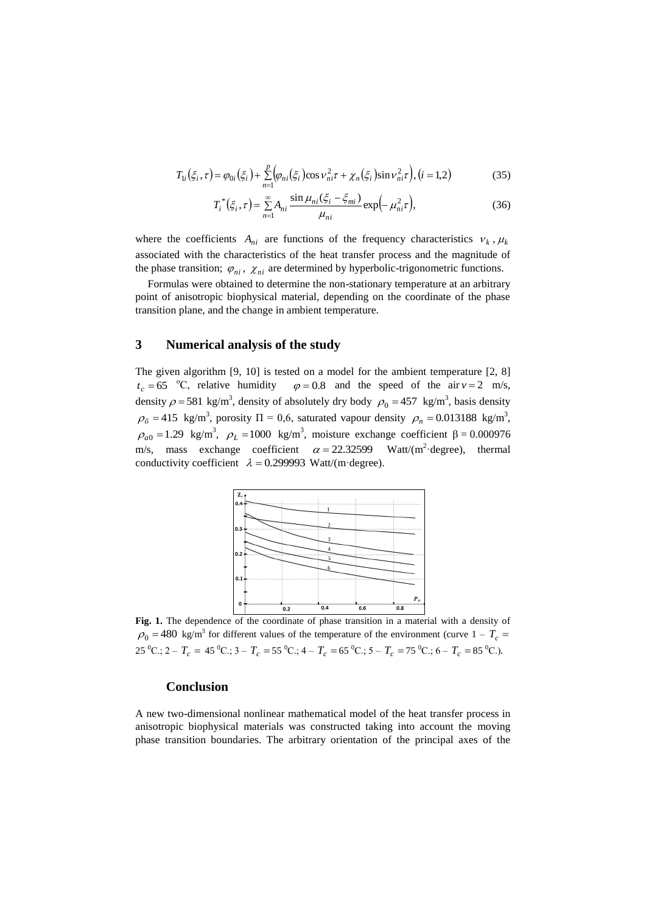$$T_{1i}(\xi_i,\tau) = \varphi_{0i}(\xi_i) + \sum_{n=1}^{p}\left(\varphi_{ni}(\xi_i)\cos\nu_{ni}^2\tau + \chi_n(\xi_i)\sin\nu_{ni}^2\tau\right), (i=1,2) \tag{35}$$

$$T_i^*(\xi_i,\tau) = \sum_{n=1}^{\infty} A_{ni}\frac{\sin\mu_{ni}(\xi_i - \xi_{mi})}{\mu_{ni}}\exp\left(-\mu_{ni}^2\tau\right), \tag{36}$$

where the coefficients $A_{ni}$ are functions of the frequency characteristics $\nu_k$, $\mu_k$ associated with the characteristics of the heat transfer process and the magnitude of the phase transition; $\varphi_{ni}$, $\chi_{ni}$ are determined by hyperbolic-trigonometric functions.

Formulas were obtained to determine the non-stationary temperature at an arbitrary point of anisotropic biophysical material, depending on the coordinate of the phase transition plane, and the change in ambient temperature.

## 3 Numerical analysis of the study

The given algorithm [9, 10] is tested on a model for the ambient temperature [2, 8] $t_c = 65$ °C, relative humidity $\varphi = 0.8$ and the speed of the air $v = 2$ m/s, density $\rho = 581$ kg/m$^3$, density of absolutely dry body $\rho_0 = 457$ kg/m$^3$, basis density $\rho_б = 415$ kg/m$^3$, porosity Π = 0,6, saturated vapour density $\rho_n = 0.013188$ kg/m$^3$, $\rho_{a0} = 1.29$ kg/m$^3$, $\rho_L = 1000$ kg/m$^3$, moisture exchange coefficient β = 0.000976 m/s, mass exchange coefficient $\alpha = 22.32599$ Watt/(m$^2$·degree), thermal conductivity coefficient $\lambda = 0.299993$ Watt/(m·degree).

**Fig. 1.** The dependence of the coordinate of phase transition in a material with a density of $\rho_0 = 480$ kg/m$^3$ for different values of the temperature of the environment (curve 1 – $T_c$ = 25 $^0$C.; 2 – $T_c$ = 45 $^0$C.; 3 – $T_c$ = 55 $^0$C.; 4 – $T_c$ = 65 $^0$C.; 5 – $T_c$ = 75 $^0$C.; 6 – $T_c$ = 85 $^0$C.).

## Conclusion

A new two-dimensional nonlinear mathematical model of the heat transfer process in anisotropic biophysical materials was constructed taking into account the moving phase transition boundaries. The arbitrary orientation of the principal axes of the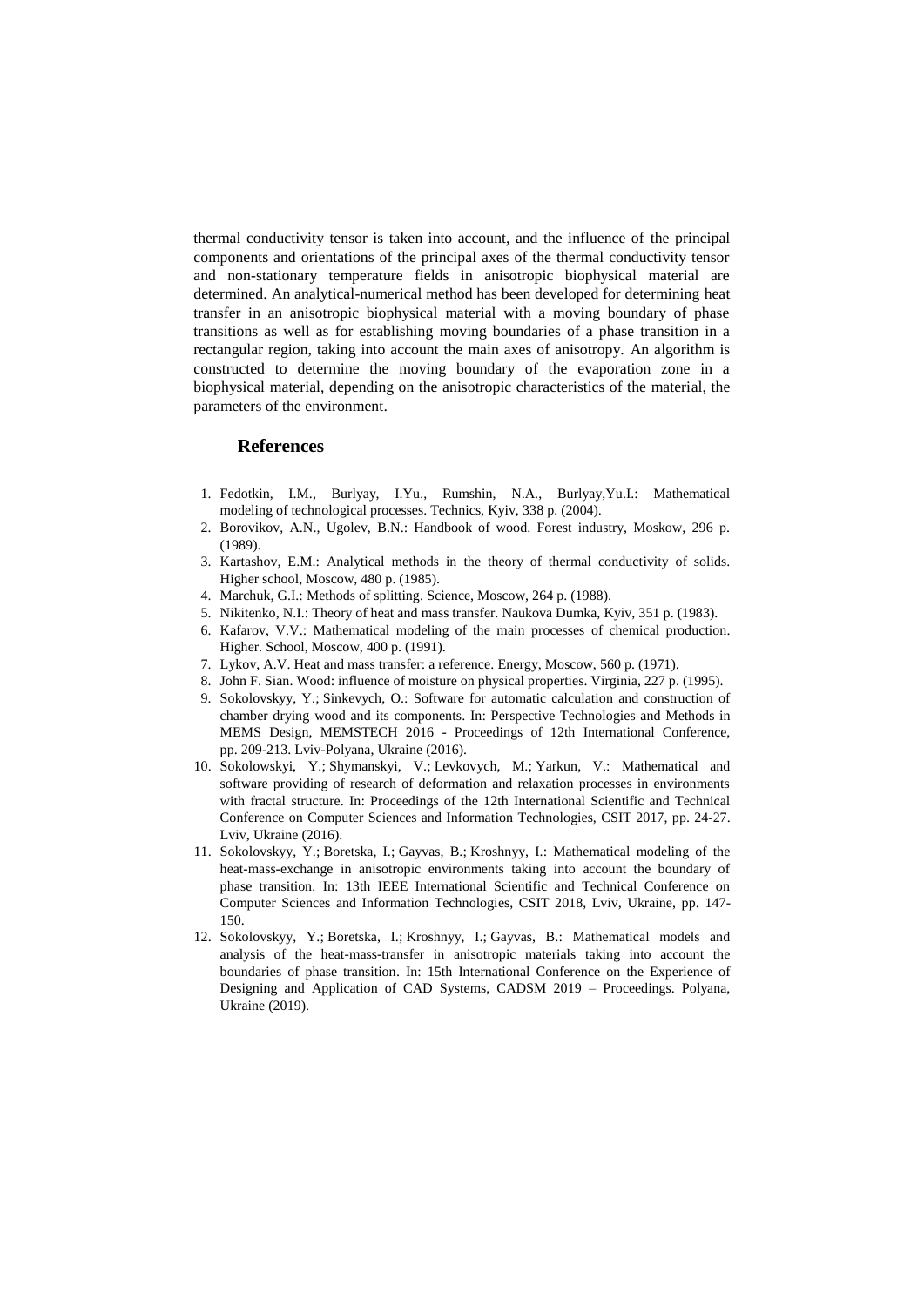thermal conductivity tensor is taken into account, and the influence of the principal components and orientations of the principal axes of the thermal conductivity tensor and non-stationary temperature fields in anisotropic biophysical material are determined. An analytical-numerical method has been developed for determining heat transfer in an anisotropic biophysical material with a moving boundary of phase transitions as well as for establishing moving boundaries of a phase transition in a rectangular region, taking into account the main axes of anisotropy. An algorithm is constructed to determine the moving boundary of the evaporation zone in a biophysical material, depending on the anisotropic characteristics of the material, the parameters of the environment.

## References

1. Fedotkin, I.M., Burlyay, I.Yu., Rumshin, N.A., Burlyay,Yu.I.: Mathematical modeling of technological processes. Technics, Kyiv, 338 p. (2004).
2. Borovikov, A.N., Ugolev, B.N.: Handbook of wood. Forest industry, Moskow, 296 p. (1989).
3. Kartashov, E.M.: Analytical methods in the theory of thermal conductivity of solids. Higher school, Moscow, 480 p. (1985).
4. Marchuk, G.I.: Methods of splitting. Science, Moscow, 264 p. (1988).
5. Nikitenko, N.I.: Theory of heat and mass transfer. Naukova Dumka, Kyiv, 351 p. (1983).
6. Kafarov, V.V.: Mathematical modeling of the main processes of chemical production. Higher. School, Moscow, 400 p. (1991).
7. Lykov, A.V. Heat and mass transfer: a reference. Energy, Moscow, 560 p. (1971).
8. John F. Sian. Wood: influence of moisture on physical properties. Virginia, 227 p. (1995).
9. Sokolovskyy, Y.; Sinkevych, O.: Software for automatic calculation and construction of chamber drying wood and its components. In: Perspective Technologies and Methods in MEMS Design, MEMSTECH 2016 - Proceedings of 12th International Conference, pp. 209-213. Lviv-Polyana, Ukraine (2016).
10. Sokolowskyi, Y.; Shymanskyi, V.; Levkovych, M.; Yarkun, V.: Mathematical and software providing of research of deformation and relaxation processes in environments with fractal structure. In: Proceedings of the 12th International Scientific and Technical Conference on Computer Sciences and Information Technologies, CSIT 2017, pp. 24-27. Lviv, Ukraine (2016).
11. Sokolovskyy, Y.; Boretska, I.; Gayvas, B.; Kroshnyy, I.: Mathematical modeling of the heat-mass-exchange in anisotropic environments taking into account the boundary of phase transition. In: 13th IEEE International Scientific and Technical Conference on Computer Sciences and Information Technologies, CSIT 2018, Lviv, Ukraine, pp. 147-150.
12. Sokolovskyy, Y.; Boretska, I.; Kroshnyy, I.; Gayvas, B.: Mathematical models and analysis of the heat-mass-transfer in anisotropic materials taking into account the boundaries of phase transition. In: 15th International Conference on the Experience of Designing and Application of CAD Systems, CADSM 2019 – Proceedings. Polyana, Ukraine (2019).